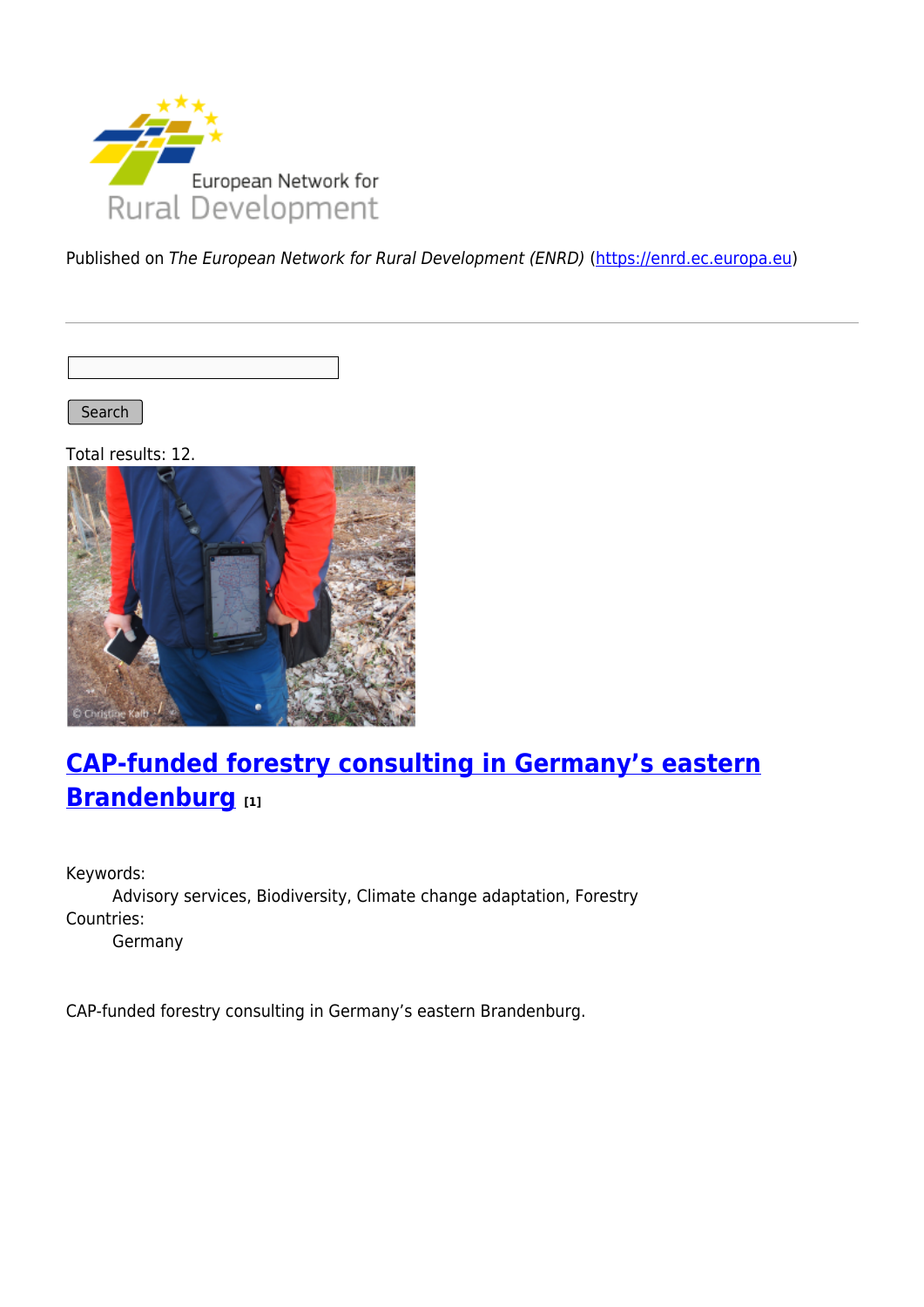Published on *The European Network for Rural Development (ENRD)* (https://enrd.ec.europa.eu)

Search

Total results: 12.

## CAP-funded forestry consulting in Germany's eastern Brandenburg [1]

Keywords:
 Advisory services, Biodiversity, Climate change adaptation, Forestry

Countries:
 Germany

CAP-funded forestry consulting in Germany's eastern Brandenburg.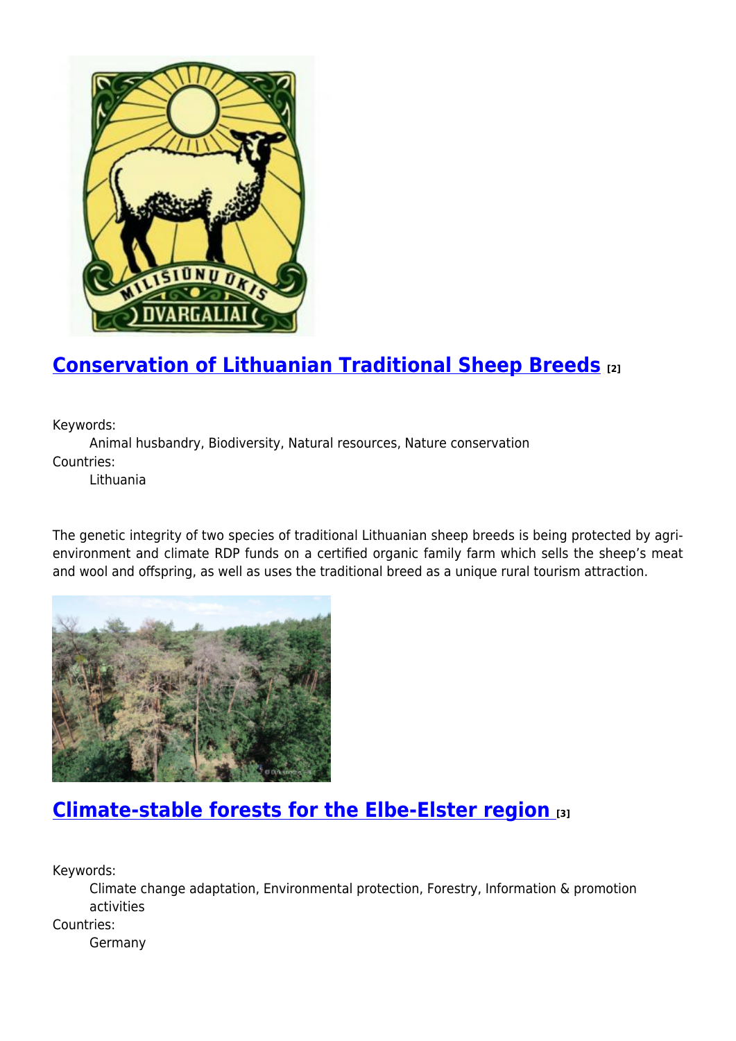## [Conservation of Lithuanian Traditional Sheep Breeds [2]]

Keywords:
Animal husbandry, Biodiversity, Natural resources, Nature conservation

Countries:
Lithuania

The genetic integrity of two species of traditional Lithuanian sheep breeds is being protected by agri-environment and climate RDP funds on a certified organic family farm which sells the sheep's meat and wool and offspring, as well as uses the traditional breed as a unique rural tourism attraction.

## [Climate-stable forests for the Elbe-Elster region [3]]

Keywords:
Climate change adaptation, Environmental protection, Forestry, Information & promotion activities

Countries:
Germany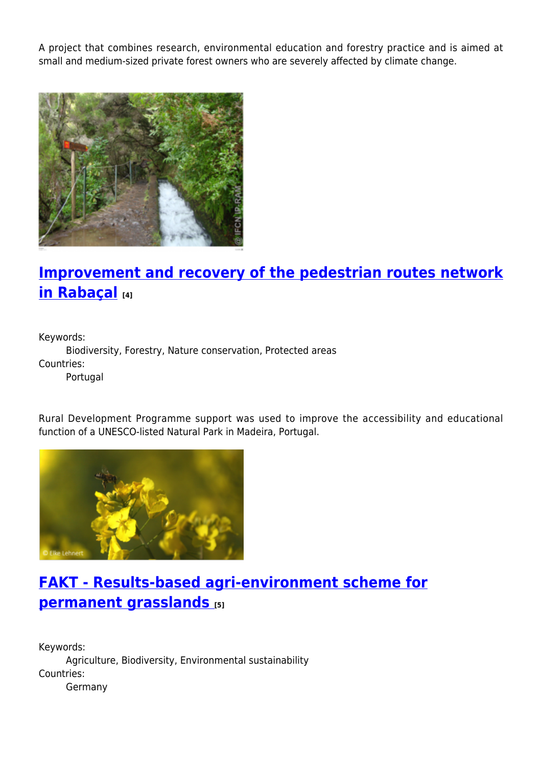A project that combines research, environmental education and forestry practice and is aimed at small and medium-sized private forest owners who are severely affected by climate change.

## Improvement and recovery of the pedestrian routes network in Rabaçal [4]

Keywords:
Biodiversity, Forestry, Nature conservation, Protected areas

Countries:
Portugal

Rural Development Programme support was used to improve the accessibility and educational function of a UNESCO-listed Natural Park in Madeira, Portugal.

## FAKT - Results-based agri-environment scheme for permanent grasslands [5]

Keywords:
Agriculture, Biodiversity, Environmental sustainability

Countries:
Germany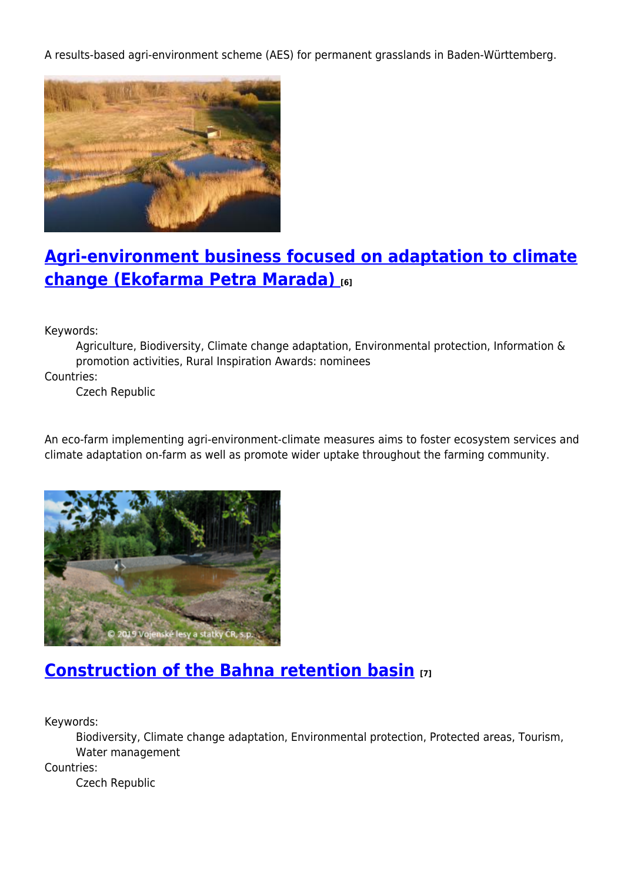A results-based agri-environment scheme (AES) for permanent grasslands in Baden-Württemberg.

## Agri-environment business focused on adaptation to climate change (Ekofarma Petra Marada) [6]

Keywords:
Agriculture, Biodiversity, Climate change adaptation, Environmental protection, Information & promotion activities, Rural Inspiration Awards: nominees

Countries:
Czech Republic

An eco-farm implementing agri-environment-climate measures aims to foster ecosystem services and climate adaptation on-farm as well as promote wider uptake throughout the farming community.

## Construction of the Bahna retention basin [7]

Keywords:
Biodiversity, Climate change adaptation, Environmental protection, Protected areas, Tourism, Water management

Countries:
Czech Republic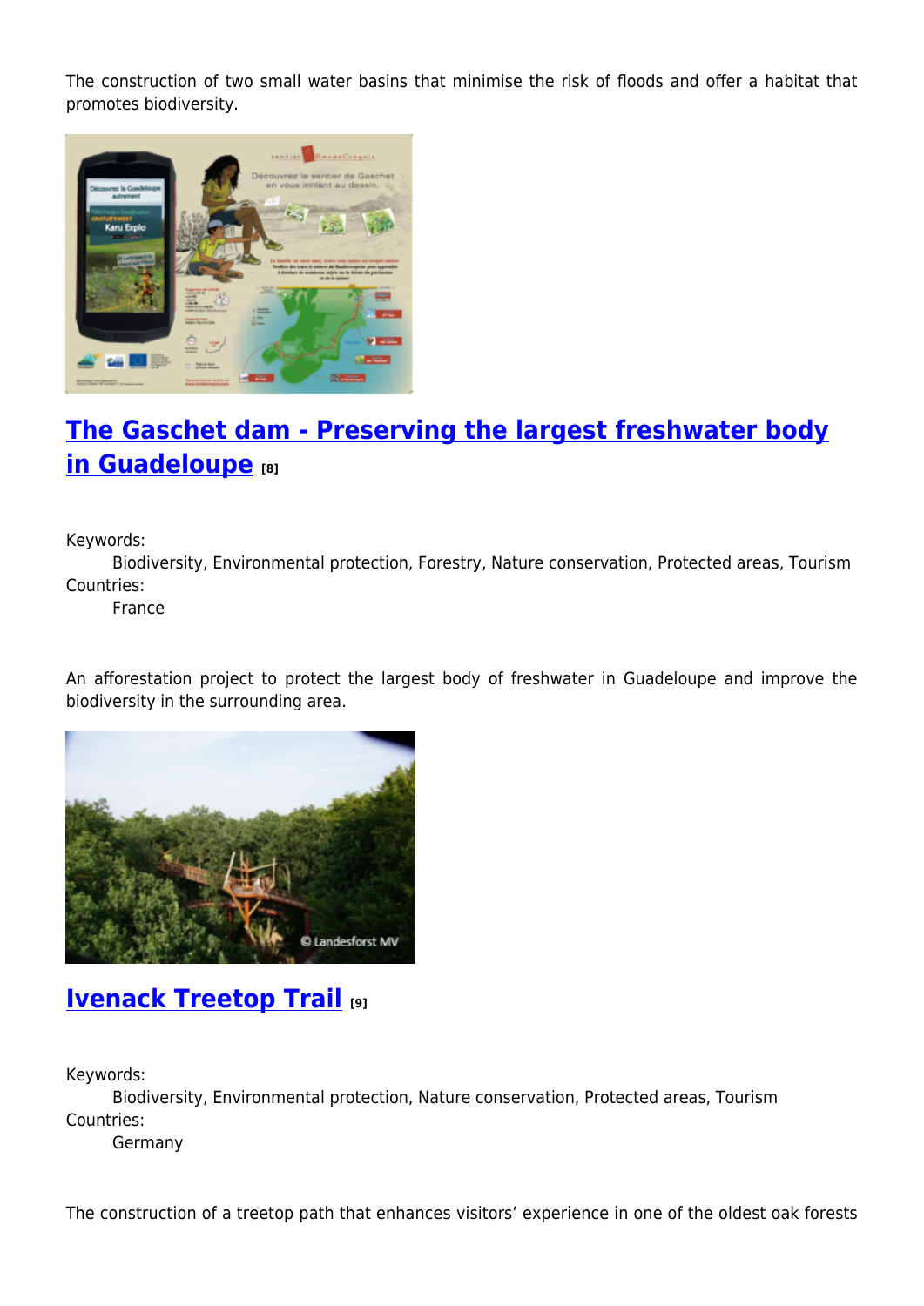The construction of two small water basins that minimise the risk of floods and offer a habitat that promotes biodiversity.

## [The Gaschet dam - Preserving the largest freshwater body in Guadeloupe](#) [8]

Keywords:
    Biodiversity, Environmental protection, Forestry, Nature conservation, Protected areas, Tourism
Countries:
    France

An afforestation project to protect the largest body of freshwater in Guadeloupe and improve the biodiversity in the surrounding area.

## [Ivenack Treetop Trail](#) [9]

Keywords:
    Biodiversity, Environmental protection, Nature conservation, Protected areas, Tourism
Countries:
    Germany

The construction of a treetop path that enhances visitors' experience in one of the oldest oak forests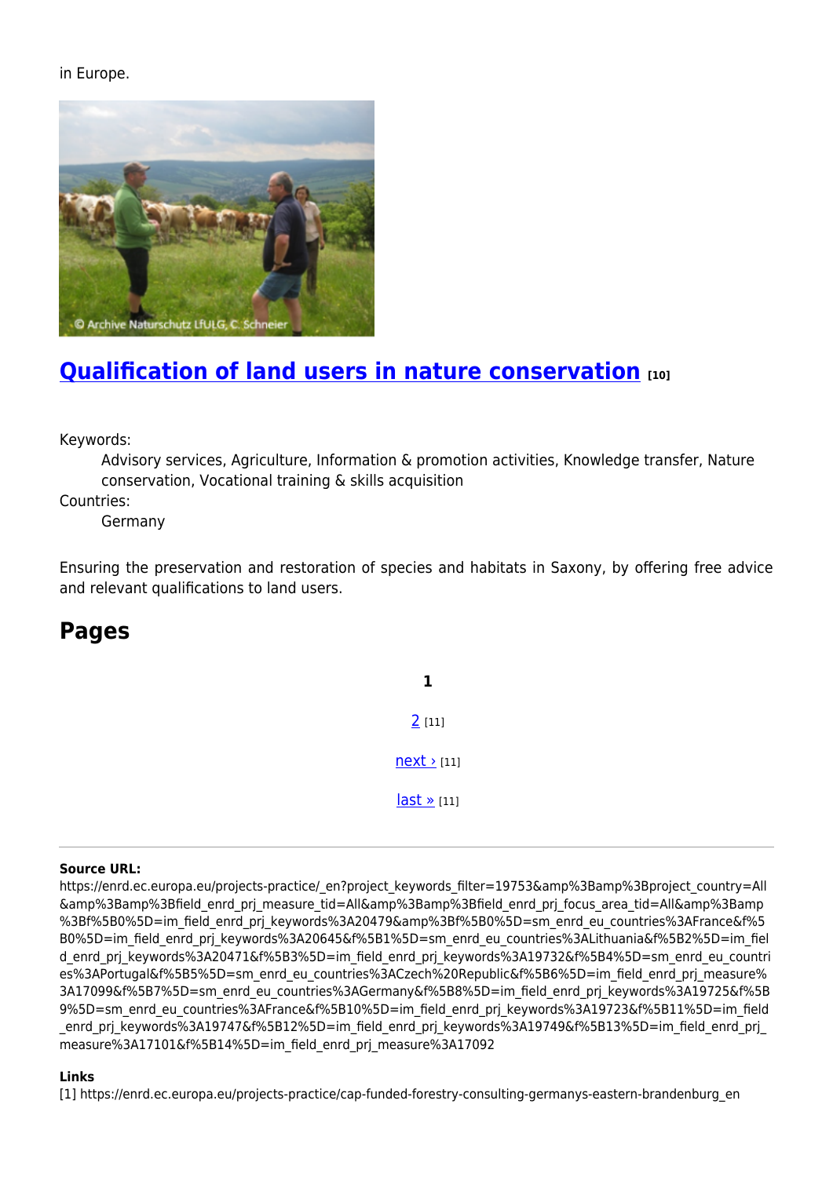in Europe.

## [Qualification of land users in nature conservation](#) [10]

Keywords:

Advisory services, Agriculture, Information & promotion activities, Knowledge transfer, Nature conservation, Vocational training & skills acquisition

Countries:

Germany

Ensuring the preservation and restoration of species and habitats in Saxony, by offering free advice and relevant qualifications to land users.

## Pages

**1**

2 [11]

next › [11]

last » [11]

---

**Source URL:**
https://enrd.ec.europa.eu/projects-practice/_en?project_keywords_filter=19753&amp%3Bamp%3Bproject_country=All&amp%3Bamp%3Bfield_enrd_prj_measure_tid=All&amp%3Bamp%3Bfield_enrd_prj_focus_area_tid=All&amp%3Bamp%3Bf%5B0%5D=im_field_enrd_prj_keywords%3A20479&amp%3Bf%5B0%5D=sm_enrd_eu_countries%3AFrance&f%5B0%5D=im_field_enrd_prj_keywords%3A20645&f%5B1%5D=sm_enrd_eu_countries%3ALithuania&f%5B2%5D=im_field_enrd_prj_keywords%3A20471&f%5B3%5D=im_field_enrd_prj_keywords%3A19732&f%5B4%5D=sm_enrd_eu_countries%3APortugal&f%5B5%5D=sm_enrd_eu_countries%3ACzech%20Republic&f%5B6%5D=im_field_enrd_prj_measure%3A17099&f%5B7%5D=sm_enrd_eu_countries%3AGermany&f%5B8%5D=im_field_enrd_prj_keywords%3A19725&f%5B9%5D=sm_enrd_eu_countries%3AFrance&f%5B10%5D=im_field_enrd_prj_keywords%3A19723&f%5B11%5D=im_field_enrd_prj_keywords%3A19747&f%5B12%5D=im_field_enrd_prj_keywords%3A19749&f%5B13%5D=im_field_enrd_prj_measure%3A17101&f%5B14%5D=im_field_enrd_prj_measure%3A17092

**Links**

[1] https://enrd.ec.europa.eu/projects-practice/cap-funded-forestry-consulting-germanys-eastern-brandenburg_en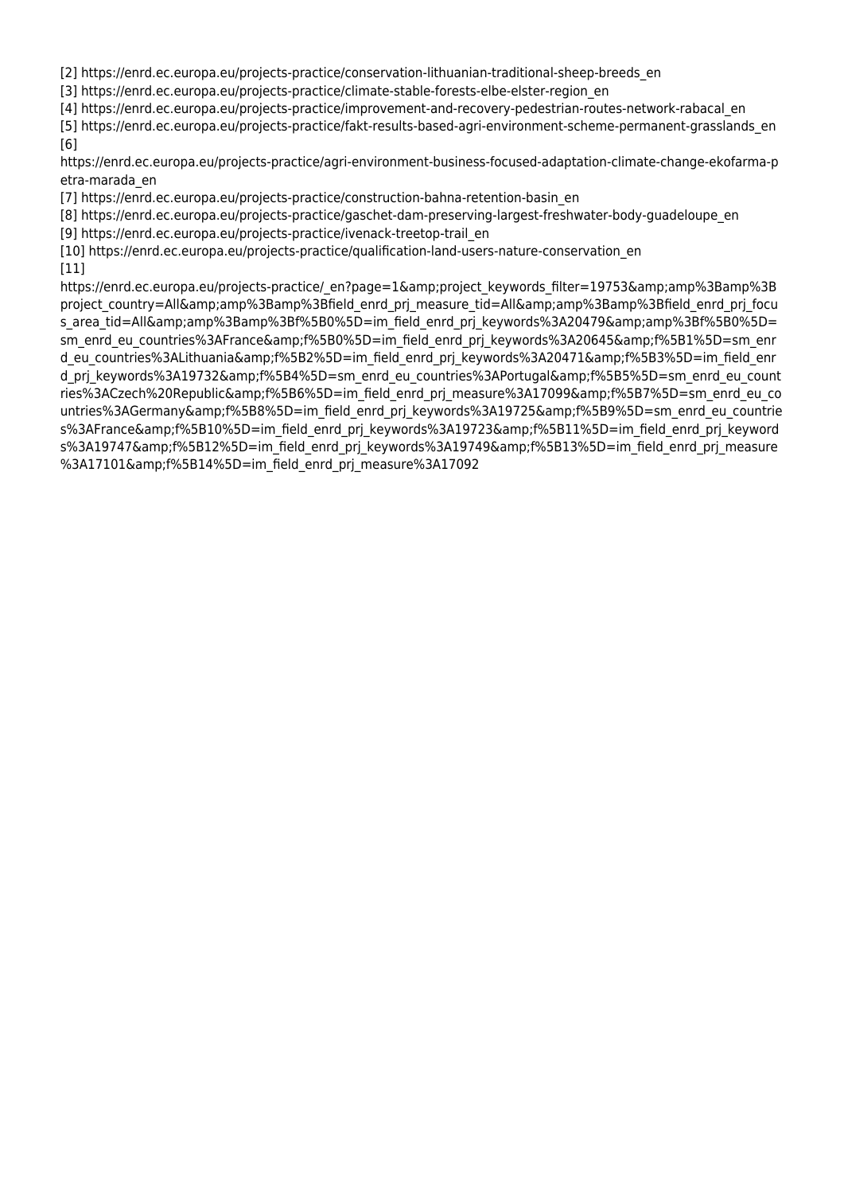[2] https://enrd.ec.europa.eu/projects-practice/conservation-lithuanian-traditional-sheep-breeds_en

[3] https://enrd.ec.europa.eu/projects-practice/climate-stable-forests-elbe-elster-region_en

[4] https://enrd.ec.europa.eu/projects-practice/improvement-and-recovery-pedestrian-routes-network-rabacal_en

[5] https://enrd.ec.europa.eu/projects-practice/fakt-results-based-agri-environment-scheme-permanent-grasslands_en

[6] https://enrd.ec.europa.eu/projects-practice/agri-environment-business-focused-adaptation-climate-change-ekofarma-petra-marada_en

[7] https://enrd.ec.europa.eu/projects-practice/construction-bahna-retention-basin_en

[8] https://enrd.ec.europa.eu/projects-practice/gaschet-dam-preserving-largest-freshwater-body-guadeloupe_en

[9] https://enrd.ec.europa.eu/projects-practice/ivenack-treetop-trail_en

[10] https://enrd.ec.europa.eu/projects-practice/qualification-land-users-nature-conservation_en

[11] https://enrd.ec.europa.eu/projects-practice/_en?page=1&amp;project_keywords_filter=19753&amp;amp%3Bamp%3Bproject_country=All&amp;amp%3Bamp%3Bfield_enrd_prj_measure_tid=All&amp;amp%3Bamp%3Bfield_enrd_prj_focus_area_tid=All&amp;amp%3Bamp%3Bf%5B0%5D=im_field_enrd_prj_keywords%3A20479&amp;amp%3Bf%5B0%5D=sm_enrd_eu_countries%3AFrance&amp;f%5B0%5D=im_field_enrd_prj_keywords%3A20645&amp;f%5B1%5D=sm_enrd_eu_countries%3ALithuania&amp;f%5B2%5D=im_field_enrd_prj_keywords%3A20471&amp;f%5B3%5D=im_field_enrd_prj_keywords%3A19732&amp;f%5B4%5D=sm_enrd_eu_countries%3APortugal&amp;f%5B5%5D=sm_enrd_eu_countries%3ACzech%20Republic&amp;f%5B6%5D=im_field_enrd_prj_measure%3A17099&amp;f%5B7%5D=sm_enrd_eu_countries%3AGermany&amp;f%5B8%5D=im_field_enrd_prj_keywords%3A19725&amp;f%5B9%5D=sm_enrd_eu_countries%3AFrance&amp;f%5B10%5D=im_field_enrd_prj_keywords%3A19723&amp;f%5B11%5D=im_field_enrd_prj_keywords%3A19747&amp;f%5B12%5D=im_field_enrd_prj_keywords%3A19749&amp;f%5B13%5D=im_field_enrd_prj_measure%3A17101&amp;f%5B14%5D=im_field_enrd_prj_measure%3A17092